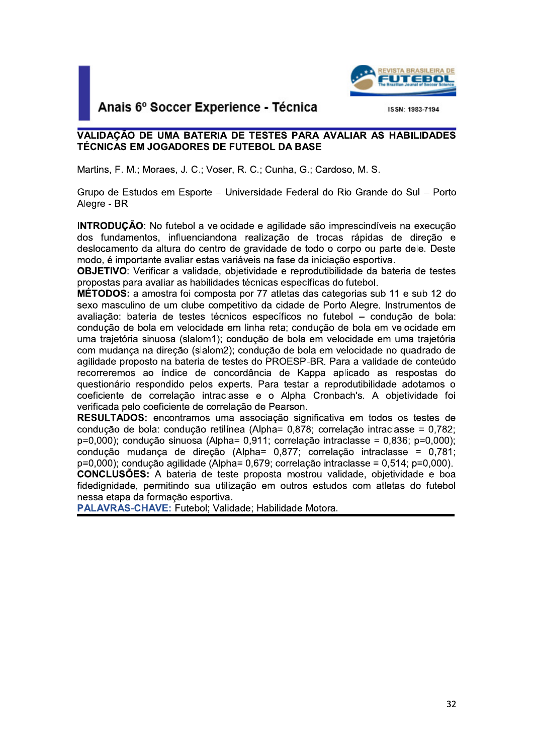## VALIDAÇÃO DE UMA BATERIA DE TESTES PARA AVALIAR AS HABILIDADES TÉCNICAS EM JOGADORES DE FUTEBOL DA BASE

Martins, F. M.; Moraes, J. C.; Voser, R. C.; Cunha, G.; Cardoso, M. S.

Grupo de Estudos em Esporte – Universidade Federal do Rio Grande do Sul – Porto Alegre - BR

**INTRODUÇÃO**: No futebol a velocidade e agilidade são imprescindíveis na execução dos fundamentos, influenciandona realização de trocas rápidas de direção e deslocamento da altura do centro de gravidade de todo o corpo ou parte dele. Deste modo, é importante avaliar estas variáveis na fase da iniciação esportiva.

**OBJETIVO**: Verificar a validade, objetividade e reprodutibilidade da bateria de testes propostas para avaliar as habilidades técnicas específicas do futebol.

**MÉTODOS:** a amostra foi composta por 77 atletas das categorias sub 11 e sub 12 do sexo masculino de um clube competitivo da cidade de Porto Alegre. Instrumentos de avaliação: bateria de testes técnicos específicos no futebol – condução de bola: condução de bola em velocidade em linha reta; condução de bola em velocidade em uma trajetória sinuosa (slalom1); condução de bola em velocidade em uma trajetória com mudança na direção (slalom2); condução de bola em velocidade no quadrado de agilidade proposto na bateria de testes do PROESP-BR. Para a validade de conteúdo recorreremos ao índice de concordância de Kappa aplicado as respostas do questionário respondido pelos experts. Para testar a reprodutibilidade adotamos o coeficiente de correlação intraclasse e o Alpha Cronbach's. A objetividade foi verificada pelo coeficiente de correlação de Pearson.

**RESULTADOS:** encontramos uma associação significativa em todos os testes de condução de bola: condução retilínea (Alpha= 0,878; correlação intraclasse = 0,782; p=0,000); condução sinuosa (Alpha= 0,911; correlação intraclasse = 0,836; p=0,000); condução mudança de direção (Alpha= 0,877; correlação intraclasse = 0,781; p=0,000); condução agilidade (Alpha= 0,679; correlação intraclasse = 0,514; p=0,000).

**CONCLUSÕES:** A bateria de teste proposta mostrou validade, objetividade e boa fidedignidade, permitindo sua utilização em outros estudos com atletas do futebol nessa etapa da formação esportiva.

**PALAVRAS-CHAVE:** Futebol; Validade; Habilidade Motora.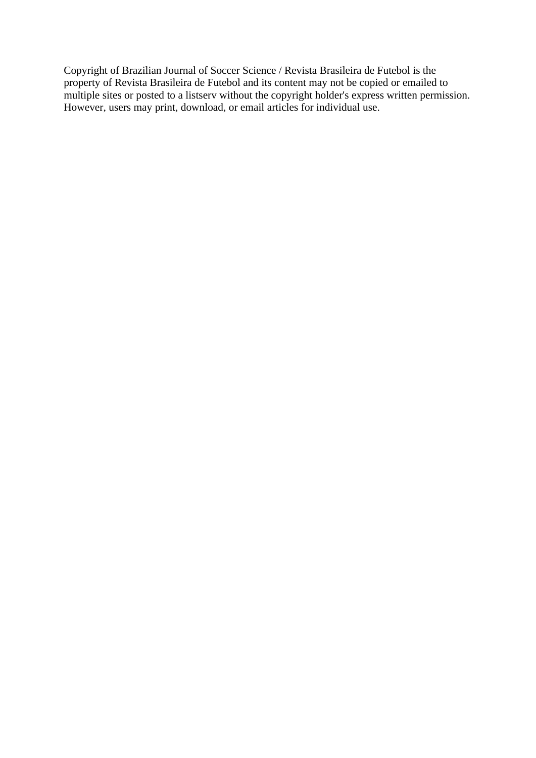Copyright of Brazilian Journal of Soccer Science / Revista Brasileira de Futebol is the property of Revista Brasileira de Futebol and its content may not be copied or emailed to multiple sites or posted to a listserv without the copyright holder's express written permission. However, users may print, download, or email articles for individual use.